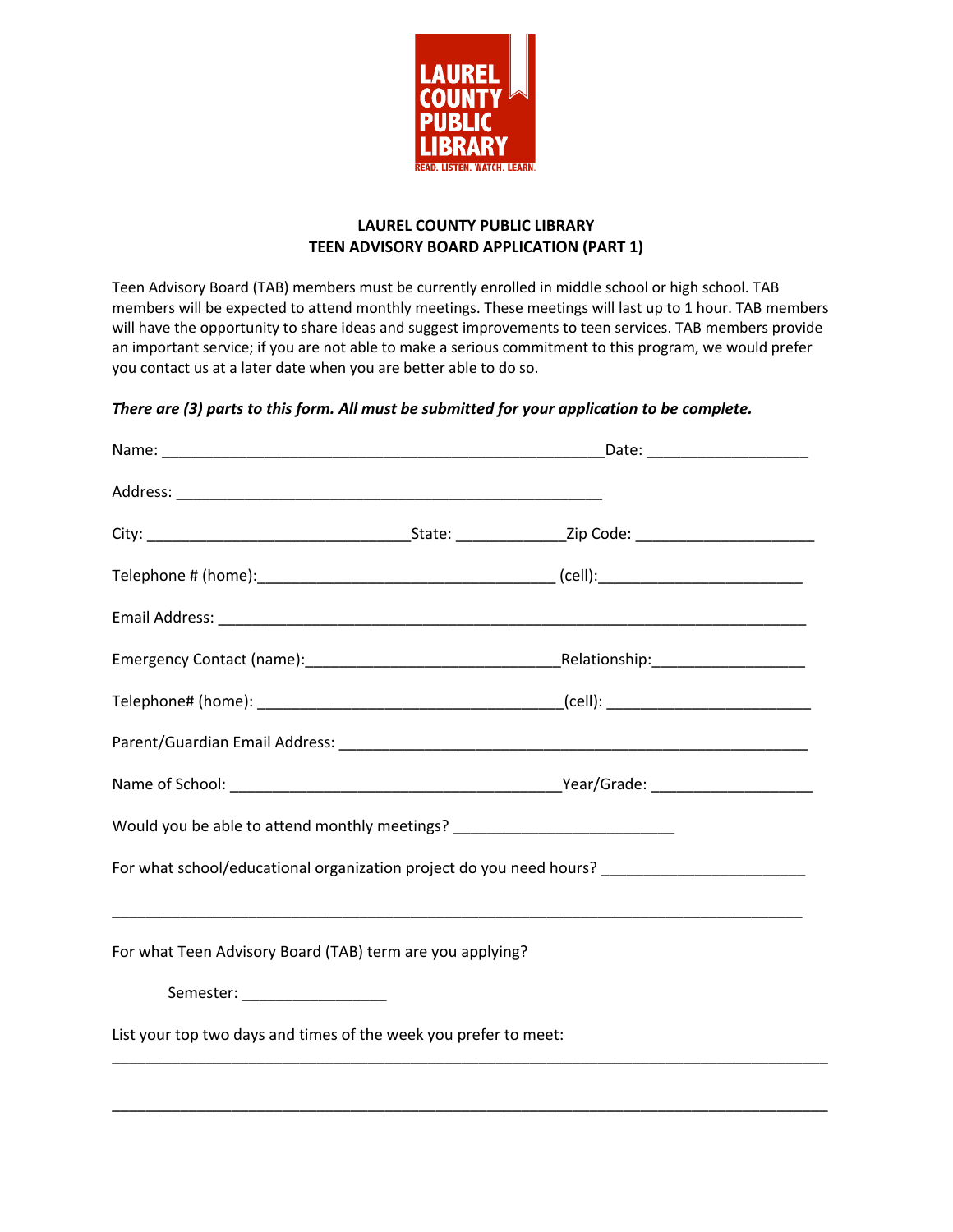LAUREL COUNTY PUBLIC LIBRARY

READ. LISTEN. WATCH. LEARN.

# LAUREL COUNTY PUBLIC LIBRARY
## TEEN ADVISORY BOARD APPLICATION (PART 1)

Teen Advisory Board (TAB) members must be currently enrolled in middle school or high school. TAB members will be expected to attend monthly meetings. These meetings will last up to 1 hour. TAB members will have the opportunity to share ideas and suggest improvements to teen services. TAB members provide an important service; if you are not able to make a serious commitment to this program, we would prefer you contact us at a later date when you are better able to do so.

***There are (3) parts to this form. All must be submitted for your application to be complete.***

Name: _____________________________________________________Date: __________________

Address: ____________________________________________________

City: _______________________________State: _____________Zip Code: _____________________

Telephone # (home):___________________________________ (cell):________________________

Email Address: _________________________________________________________________________

Emergency Contact (name):______________________________Relationship:__________________

Telephone# (home): ____________________________________(cell): ________________________

Parent/Guardian Email Address: ________________________________________________________

Name of School: _________________________________________Year/Grade: __________________

Would you be able to attend monthly meetings? _________________________

For what school/educational organization project do you need hours? ________________________

______________________________________________________________________________

For what Teen Advisory Board (TAB) term are you applying?

Semester: _________________

List your top two days and times of the week you prefer to meet:

______________________________________________________________________________

______________________________________________________________________________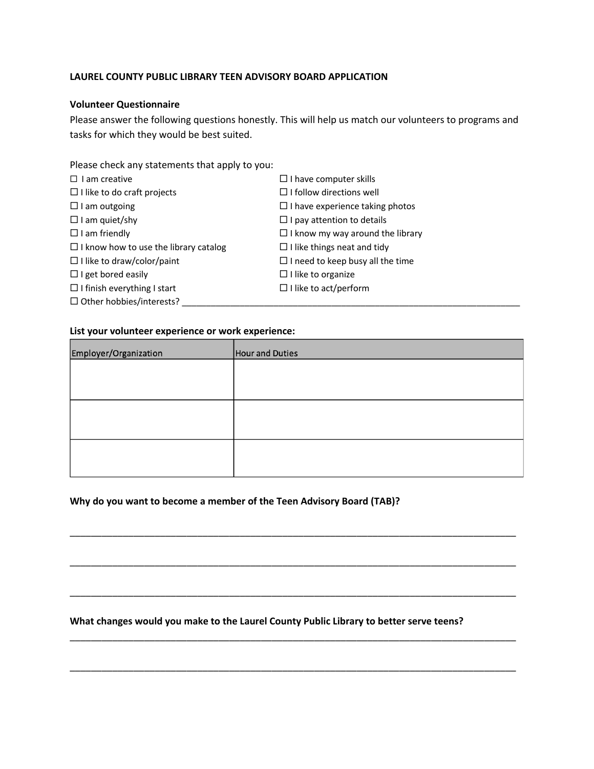**LAUREL COUNTY PUBLIC LIBRARY TEEN ADVISORY BOARD APPLICATION**

**Volunteer Questionnaire**

Please answer the following questions honestly. This will help us match our volunteers to programs and tasks for which they would be best suited.

Please check any statements that apply to you:

☐ I am creative
☐ I like to do craft projects
☐ I am outgoing
☐ I am quiet/shy
☐ I am friendly
☐ I know how to use the library catalog
☐ I like to draw/color/paint
☐ I get bored easily
☐ I finish everything I start
☐ I have computer skills
☐ I follow directions well
☐ I have experience taking photos
☐ I pay attention to details
☐ I know my way around the library
☐ I like things neat and tidy
☐ I need to keep busy all the time
☐ I like to organize
☐ I like to act/perform
☐ Other hobbies/interests? ______________________________________________________________________

**List your volunteer experience or work experience:**

| Employer/Organization | Hour and Duties |
| --- | --- |
| | |
| | |
| | |

**Why do you want to become a member of the Teen Advisory Board (TAB)?**

_______________________________________________________________________________________

_______________________________________________________________________________________

_______________________________________________________________________________________

**What changes would you make to the Laurel County Public Library to better serve teens?**

_______________________________________________________________________________________

_______________________________________________________________________________________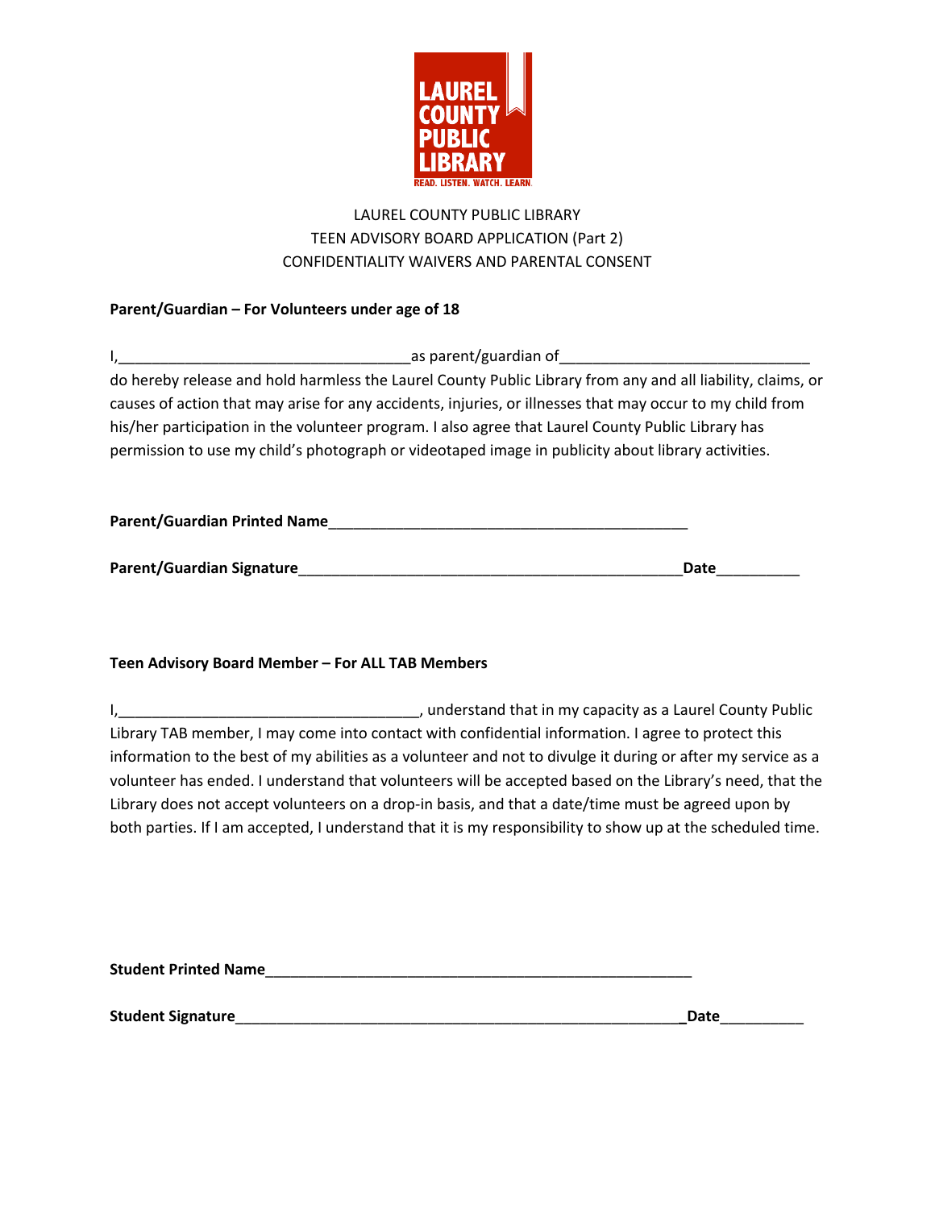LAUREL COUNTY PUBLIC LIBRARY
TEEN ADVISORY BOARD APPLICATION (Part 2)
CONFIDENTIALITY WAIVERS AND PARENTAL CONSENT

**Parent/Guardian – For Volunteers under age of 18**

I,___________________________________as parent/guardian of_____________________________ do hereby release and hold harmless the Laurel County Public Library from any and all liability, claims, or causes of action that may arise for any accidents, injuries, or illnesses that may occur to my child from his/her participation in the volunteer program. I also agree that Laurel County Public Library has permission to use my child's photograph or videotaped image in publicity about library activities.

**Parent/Guardian Printed Name**___________________________________________

**Parent/Guardian Signature**______________________________________________**Date**__________

**Teen Advisory Board Member – For ALL TAB Members**

I,____________________________________, understand that in my capacity as a Laurel County Public Library TAB member, I may come into contact with confidential information. I agree to protect this information to the best of my abilities as a volunteer and not to divulge it during or after my service as a volunteer has ended. I understand that volunteers will be accepted based on the Library's need, that the Library does not accept volunteers on a drop-in basis, and that a date/time must be agreed upon by both parties. If I am accepted, I understand that it is my responsibility to show up at the scheduled time.

**Student Printed Name**____________________________________________________

**Student Signature**_____________________________________________________**Date**__________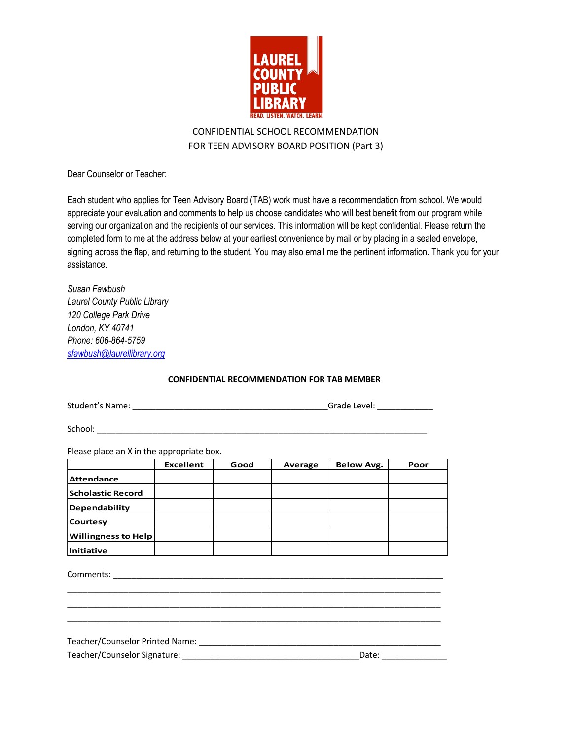LAUREL COUNTY PUBLIC LIBRARY

READ. LISTEN. WATCH. LEARN.

CONFIDENTIAL SCHOOL RECOMMENDATION
FOR TEEN ADVISORY BOARD POSITION (Part 3)

Dear Counselor or Teacher:

Each student who applies for Teen Advisory Board (TAB) work must have a recommendation from school. We would appreciate your evaluation and comments to help us choose candidates who will best benefit from our program while serving our organization and the recipients of our services. This information will be kept confidential. Please return the completed form to me at the address below at your earliest convenience by mail or by placing in a sealed envelope, signing across the flap, and returning to the student. You may also email me the pertinent information. Thank you for your assistance.

*Susan Fawbush*
*Laurel County Public Library*
*120 College Park Drive*
*London, KY 40741*
*Phone: 606-864-5759*
*sfawbush@laurellibrary.org*

**CONFIDENTIAL RECOMMENDATION FOR TAB MEMBER**

Student's Name: ________________________________________Grade Level: ____________

School: ____________________________________________________________________

Please place an X in the appropriate box.

| | Excellent | Good | Average | Below Avg. | Poor |
|---|---|---|---|---|---|
| Attendance | | | | | |
| Scholastic Record | | | | | |
| Dependability | | | | | |
| Courtesy | | | | | |
| Willingness to Help | | | | | |
| Initiative | | | | | |

Comments: __________________________________________________________________

____________________________________________________________________________

____________________________________________________________________________

____________________________________________________________________________

Teacher/Counselor Printed Name: ______________________________________________

Teacher/Counselor Signature: ____________________________________Date: ______________